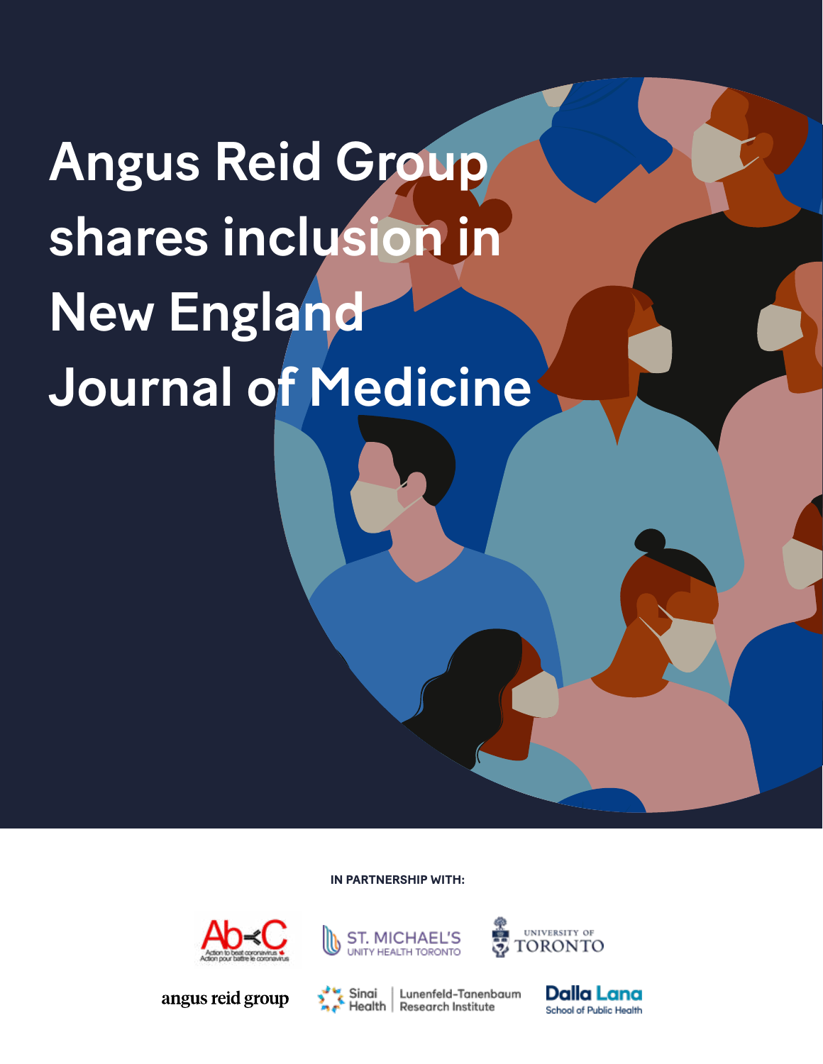# Angus Reid Group shares inclusion in New England Journal of Medicine

**IN PARTNERSHIP WITH:**

Ab-C Action to beat coronavirus / Action pour battre le coronavirus

ST. MICHAEL'S UNITY HEALTH TORONTO

UNIVERSITY OF TORONTO

angus reid group

Sinai Health | Lunenfeld-Tanenbaum Research Institute

Dalla Lana School of Public Health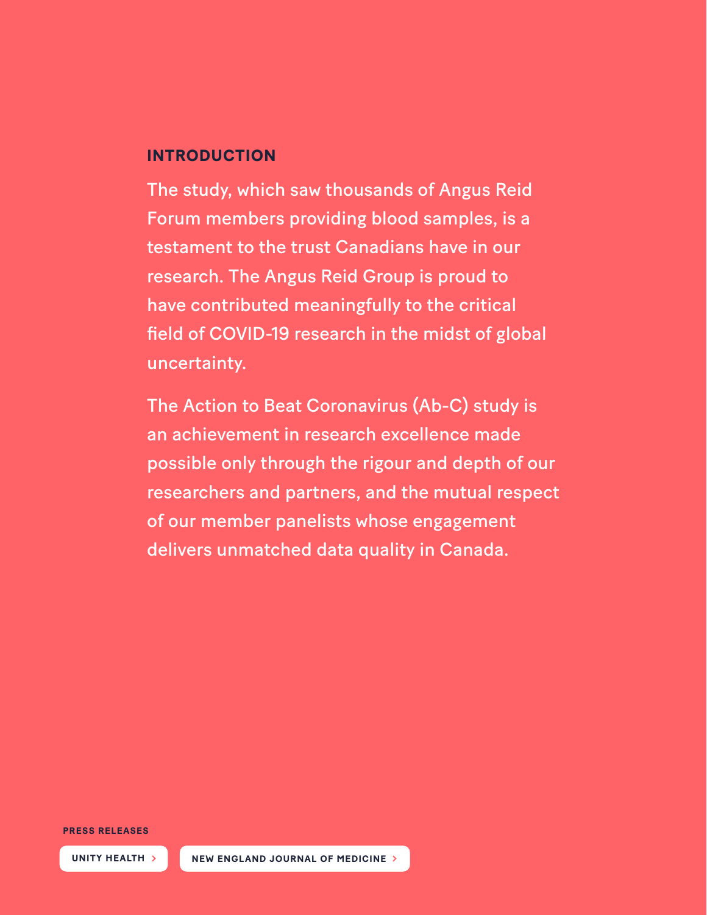## INTRODUCTION

The study, which saw thousands of Angus Reid Forum members providing blood samples, is a testament to the trust Canadians have in our research. The Angus Reid Group is proud to have contributed meaningfully to the critical field of COVID-19 research in the midst of global uncertainty.

The Action to Beat Coronavirus (Ab-C) study is an achievement in research excellence made possible only through the rigour and depth of our researchers and partners, and the mutual respect of our member panelists whose engagement delivers unmatched data quality in Canada.

**PRESS RELEASES**

UNITY HEALTH >

NEW ENGLAND JOURNAL OF MEDICINE >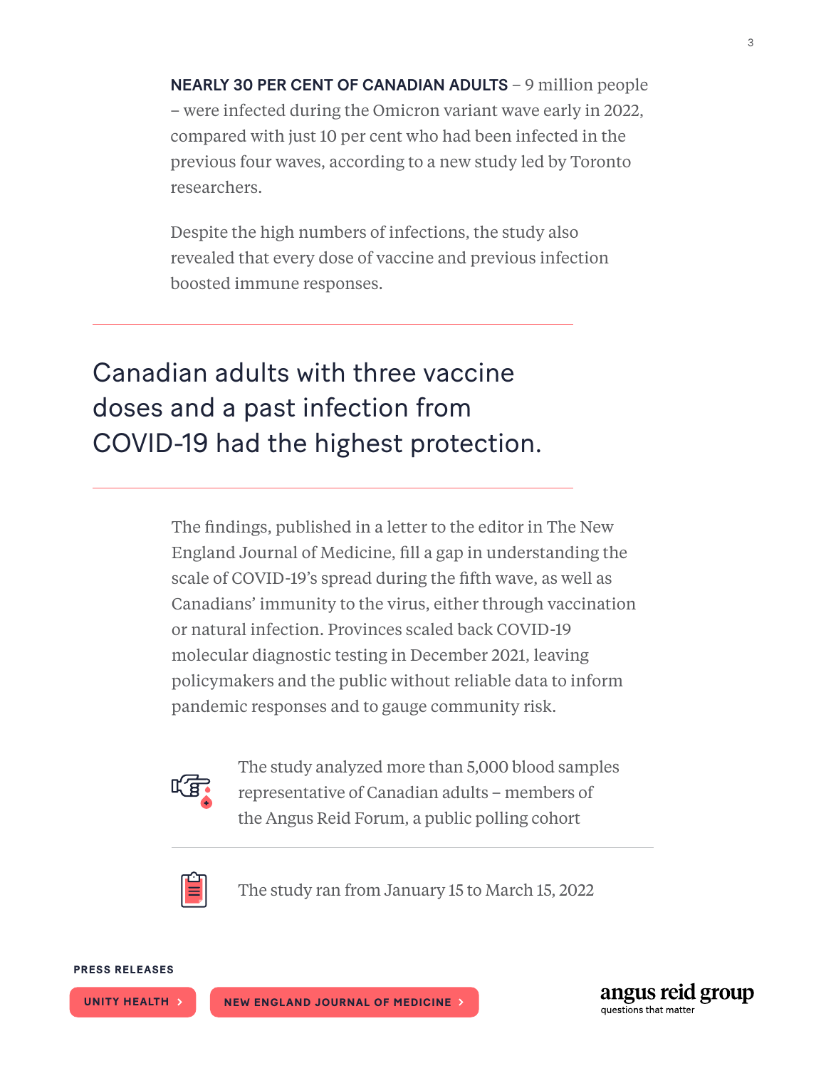**NEARLY 30 PER CENT OF CANADIAN ADULTS** – 9 million people – were infected during the Omicron variant wave early in 2022, compared with just 10 per cent who had been infected in the previous four waves, according to a new study led by Toronto researchers.

Despite the high numbers of infections, the study also revealed that every dose of vaccine and previous infection boosted immune responses.

---

## Canadian adults with three vaccine doses and a past infection from COVID-19 had the highest protection.

---

The findings, published in a letter to the editor in The New England Journal of Medicine, fill a gap in understanding the scale of COVID-19's spread during the fifth wave, as well as Canadians' immunity to the virus, either through vaccination or natural infection. Provinces scaled back COVID-19 molecular diagnostic testing in December 2021, leaving policymakers and the public without reliable data to inform pandemic responses and to gauge community risk.

The study analyzed more than 5,000 blood samples representative of Canadian adults – members of the Angus Reid Forum, a public polling cohort

---

The study ran from January 15 to March 15, 2022

**PRESS RELEASES**

UNITY HEALTH ›  NEW ENGLAND JOURNAL OF MEDICINE ›

angus reid group
questions that matter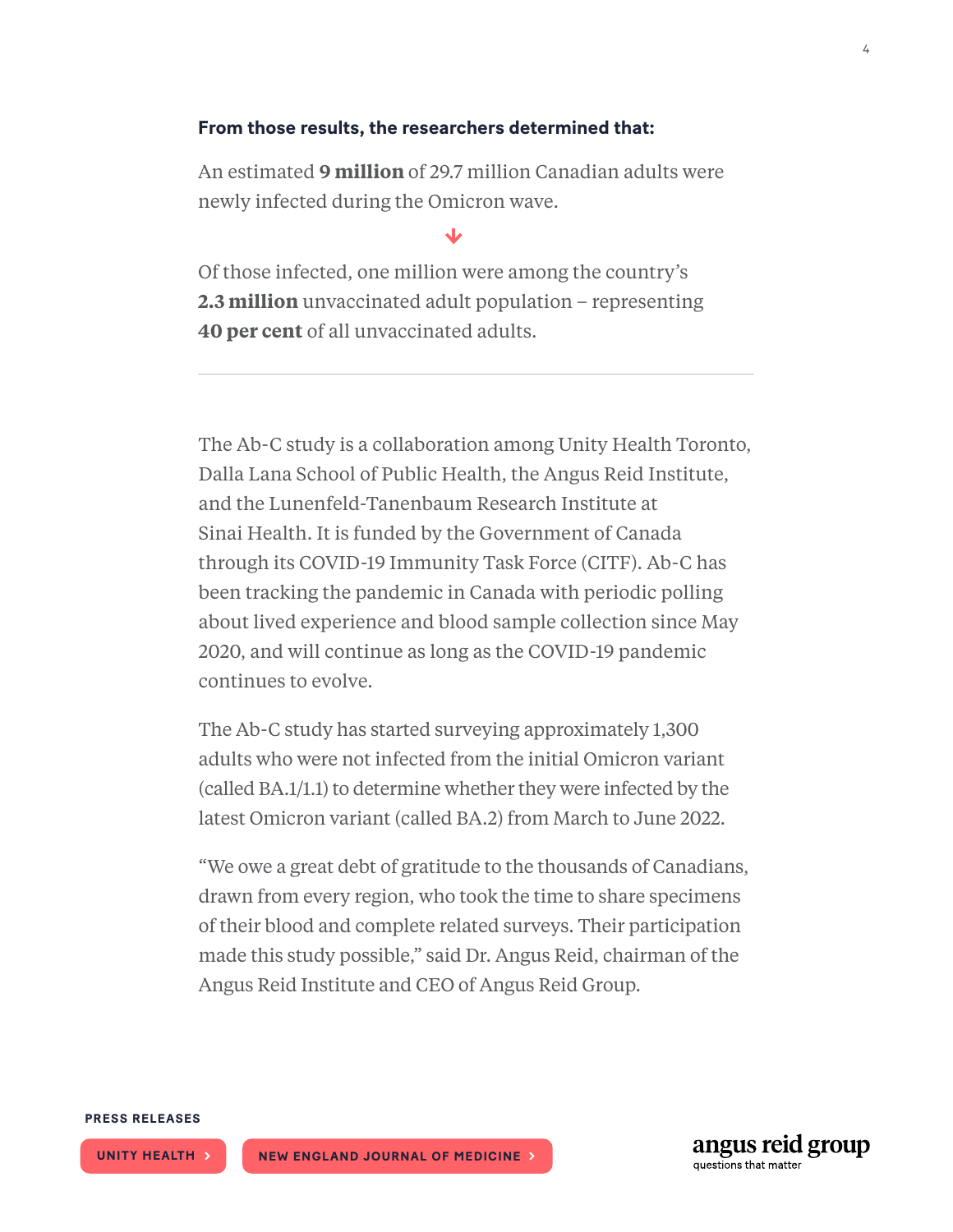**From those results, the researchers determined that:**

An estimated **9 million** of 29.7 million Canadian adults were newly infected during the Omicron wave.

↓

Of those infected, one million were among the country's **2.3 million** unvaccinated adult population – representing **40 per cent** of all unvaccinated adults.

---

The Ab-C study is a collaboration among Unity Health Toronto, Dalla Lana School of Public Health, the Angus Reid Institute, and the Lunenfeld-Tanenbaum Research Institute at Sinai Health. It is funded by the Government of Canada through its COVID-19 Immunity Task Force (CITF). Ab-C has been tracking the pandemic in Canada with periodic polling about lived experience and blood sample collection since May 2020, and will continue as long as the COVID-19 pandemic continues to evolve.

The Ab-C study has started surveying approximately 1,300 adults who were not infected from the initial Omicron variant (called BA.1/1.1) to determine whether they were infected by the latest Omicron variant (called BA.2) from March to June 2022.

"We owe a great debt of gratitude to the thousands of Canadians, drawn from every region, who took the time to share specimens of their blood and complete related surveys. Their participation made this study possible," said Dr. Angus Reid, chairman of the Angus Reid Institute and CEO of Angus Reid Group.

**PRESS RELEASES**

UNITY HEALTH ›

NEW ENGLAND JOURNAL OF MEDICINE ›

angus reid group
questions that matter